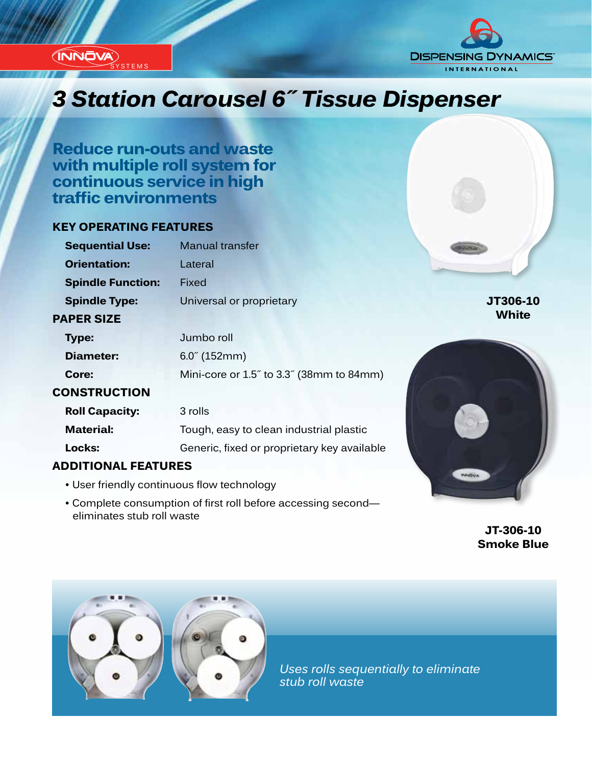INNŌVA SYSTEMS

DISPENSING DYNAMICS INTERNATIONAL

# 3 Station Carousel 6˝ Tissue Dispenser

## Reduce run-outs and waste with multiple roll system for continuous service in high traffic environments

### KEY OPERATING FEATURES

| | |
|---|---|
| **Sequential Use:** | Manual transfer |
| **Orientation:** | Lateral |
| **Spindle Function:** | Fixed |
| **Spindle Type:** | Universal or proprietary |

### PAPER SIZE

| | |
|---|---|
| **Type:** | Jumbo roll |
| **Diameter:** | 6.0˝ (152mm) |
| **Core:** | Mini-core or 1.5˝ to 3.3˝ (38mm to 84mm) |

### CONSTRUCTION

| | |
|---|---|
| **Roll Capacity:** | 3 rolls |
| **Material:** | Tough, easy to clean industrial plastic |
| **Locks:** | Generic, fixed or proprietary key available |

### ADDITIONAL FEATURES

- User friendly continuous flow technology
- Complete consumption of first roll before accessing second—eliminates stub roll waste

**JT306-10**
**White**

**JT-306-10**
**Smoke Blue**

*Uses rolls sequentially to eliminate stub roll waste*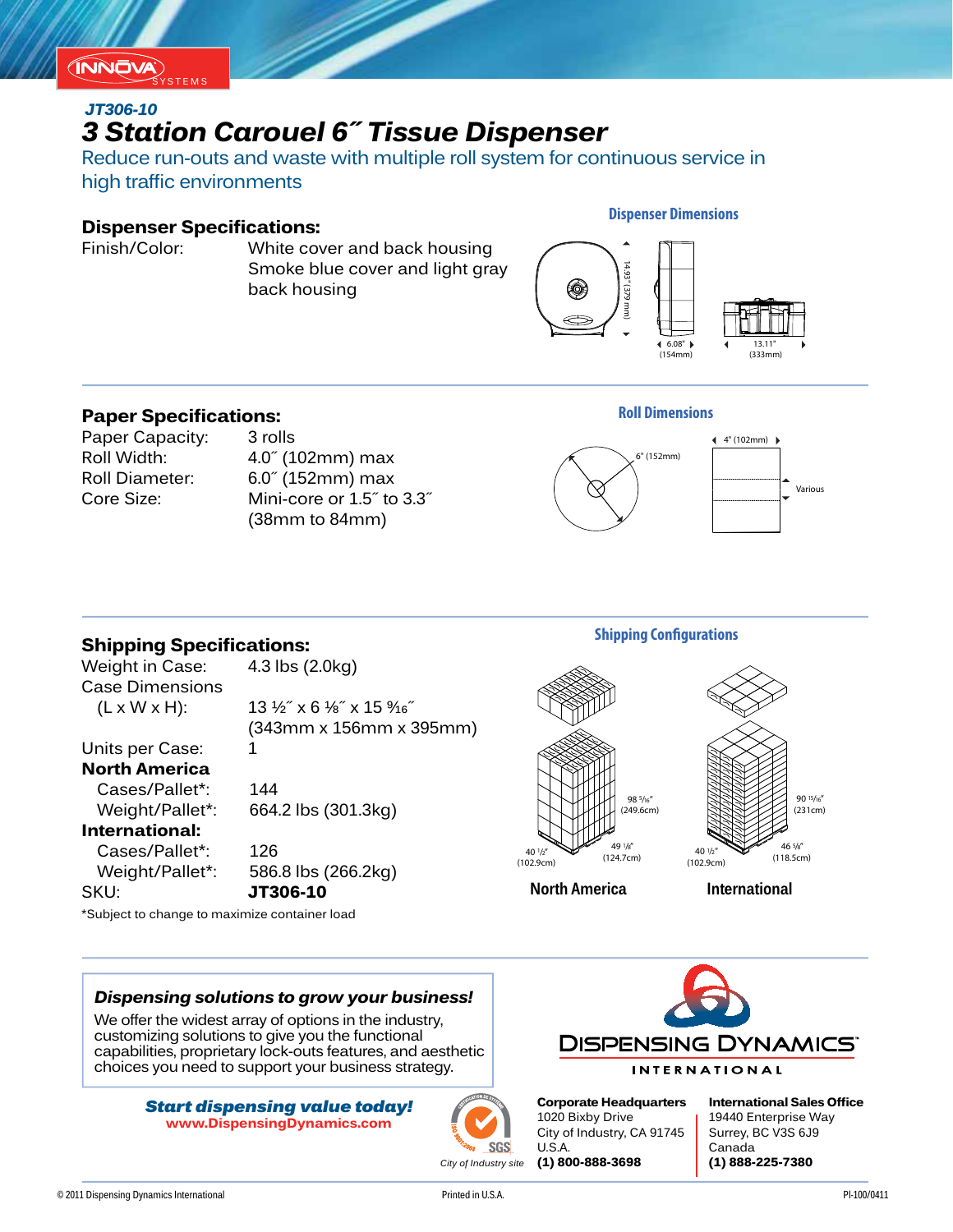INNOVA SYSTEMS

*JT306-10*

# 3 Station Caroul 6″ Tissue Dispenser

Reduce run-outs and waste with multiple roll system for continuous service in high traffic environments

## Dispenser Specifications:

| | |
|---|---|
| Finish/Color: | White cover and back housing<br>Smoke blue cover and light gray back housing |

**Dispenser Dimensions**

14.93″ (379 mm)

6.08″ (154mm)

13.11″ (333mm)

## Paper Specifications:

| | |
|---|---|
| Paper Capacity: | 3 rolls |
| Roll Width: | 4.0″ (102mm) max |
| Roll Diameter: | 6.0″ (152mm) max |
| Core Size: | Mini-core or 1.5″ to 3.3″ (38mm to 84mm) |

**Roll Dimensions**

6″ (152mm)

4″ (102mm)

Various

## Shipping Specifications:

| | |
|---|---|
| Weight in Case: | 4.3 lbs (2.0kg) |
| Case Dimensions (L x W x H): | 13 ½″ x 6 ⅛″ x 15 9⁄16″ (343mm x 156mm x 395mm) |
| Units per Case: | 1 |
| **North America** | |
| Cases/Pallet*: | 144 |
| Weight/Pallet*: | 664.2 lbs (301.3kg) |
| **International:** | |
| Cases/Pallet*: | 126 |
| Weight/Pallet*: | 586.8 lbs (266.2kg) |
| SKU: | **JT306-10** |

*Subject to change to maximize container load

**Shipping Configurations**

98 5⁄16″ (249.6cm)

40 ½″ (102.9cm)

49 ⅛″ (124.7cm)

North America

90 15⁄16″ (231cm)

40 ½″ (102.9cm)

46 ⅝″ (118.5cm)

International

***Dispensing solutions to grow your business!***

We offer the widest array of options in the industry, customizing solutions to give you the functional capabilities, proprietary lock-outs features, and aesthetic choices you need to support your business strategy.

***Start dispensing value today!***
**www.DispensingDynamics.com**

City of Industry site

DISPENSING DYNAMICS INTERNATIONAL

**Corporate Headquarters**
1020 Bixby Drive
City of Industry, CA 91745
U.S.A.
**(1) 800-888-3698**

**International Sales Office**
19440 Enterprise Way
Surrey, BC V3S 6J9
Canada
**(1) 888-225-7380**

© 2011 Dispensing Dynamics International

Printed in U.S.A.

PI-100/0411